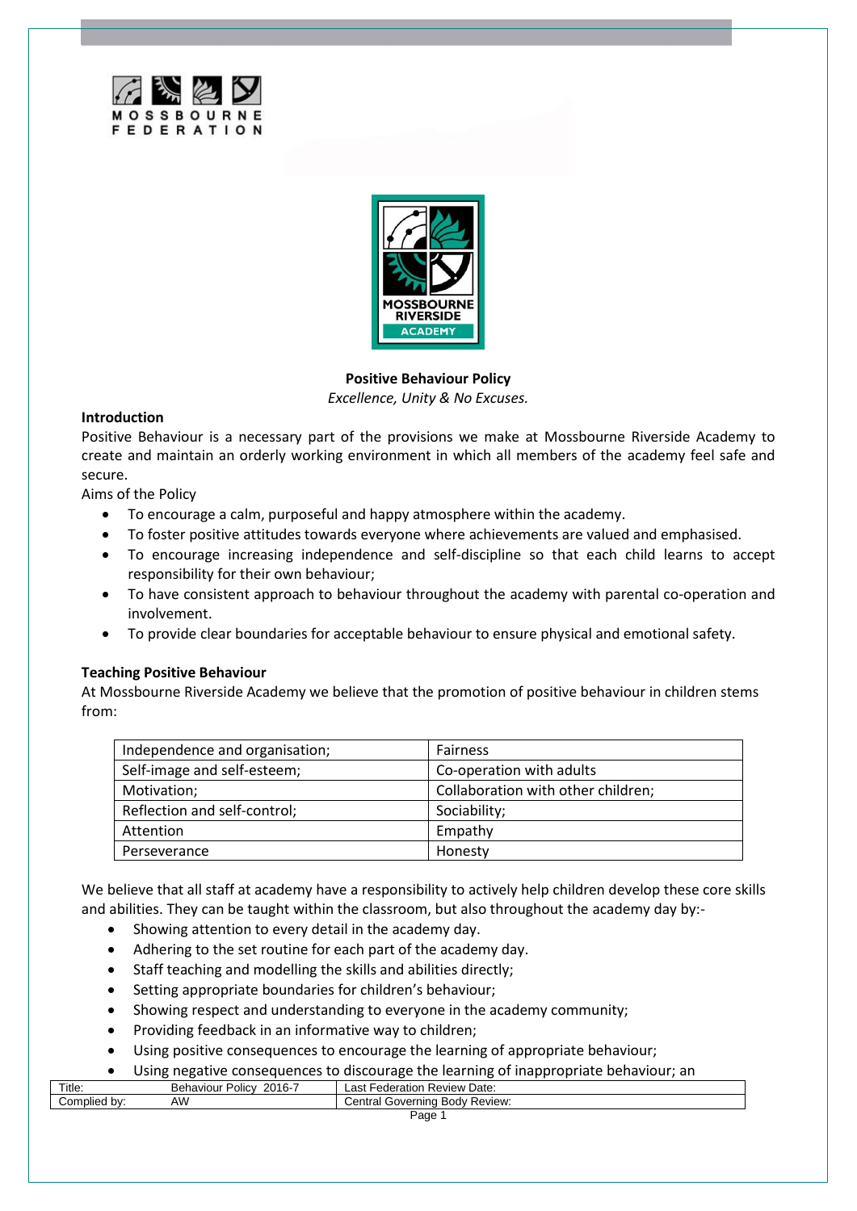MOSSBOURNE FEDERATION

MOSSBOURNE RIVERSIDE ACADEMY

# Positive Behaviour Policy

*Excellence, Unity & No Excuses.*

## Introduction

Positive Behaviour is a necessary part of the provisions we make at Mossbourne Riverside Academy to create and maintain an orderly working environment in which all members of the academy feel safe and secure.

Aims of the Policy

- To encourage a calm, purposeful and happy atmosphere within the academy.
- To foster positive attitudes towards everyone where achievements are valued and emphasised.
- To encourage increasing independence and self-discipline so that each child learns to accept responsibility for their own behaviour;
- To have consistent approach to behaviour throughout the academy with parental co-operation and involvement.
- To provide clear boundaries for acceptable behaviour to ensure physical and emotional safety.

## Teaching Positive Behaviour

At Mossbourne Riverside Academy we believe that the promotion of positive behaviour in children stems from:

| | |
|---|---|
| Independence and organisation; | Fairness |
| Self-image and self-esteem; | Co-operation with adults |
| Motivation; | Collaboration with other children; |
| Reflection and self-control; | Sociability; |
| Attention | Empathy |
| Perseverance | Honesty |

We believe that all staff at academy have a responsibility to actively help children develop these core skills and abilities. They can be taught within the classroom, but also throughout the academy day by:-

- Showing attention to every detail in the academy day.
- Adhering to the set routine for each part of the academy day.
- Staff teaching and modelling the skills and abilities directly;
- Setting appropriate boundaries for children's behaviour;
- Showing respect and understanding to everyone in the academy community;
- Providing feedback in an informative way to children;
- Using positive consequences to encourage the learning of appropriate behaviour;
- Using negative consequences to discourage the learning of inappropriate behaviour; an

| | | |
|---|---|---|
| Title: | Behaviour Policy 2016-7 | Last Federation Review Date: |
| Complied by: | AW | Central Governing Body Review: |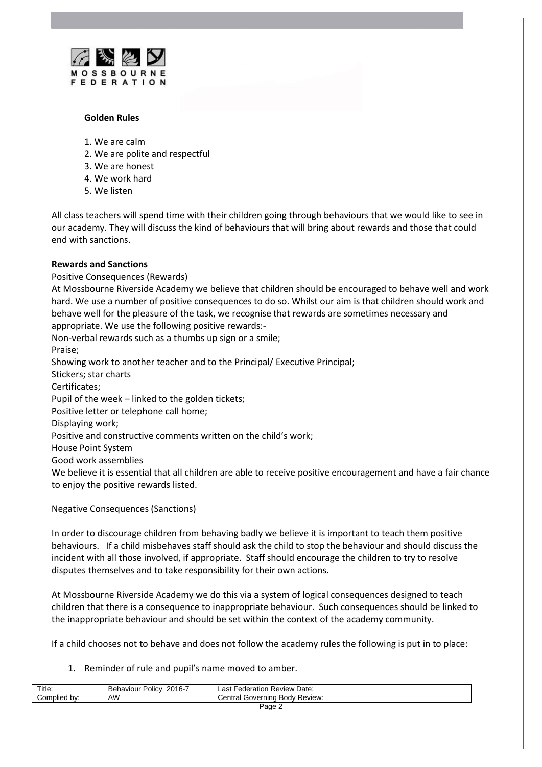**Golden Rules**

1. We are calm
2. We are polite and respectful
3. We are honest
4. We work hard
5. We listen

All class teachers will spend time with their children going through behaviours that we would like to see in our academy. They will discuss the kind of behaviours that will bring about rewards and those that could end with sanctions.

**Rewards and Sanctions**

Positive Consequences (Rewards)

At Mossbourne Riverside Academy we believe that children should be encouraged to behave well and work hard. We use a number of positive consequences to do so. Whilst our aim is that children should work and behave well for the pleasure of the task, we recognise that rewards are sometimes necessary and appropriate. We use the following positive rewards:-

Non-verbal rewards such as a thumbs up sign or a smile;
Praise;
Showing work to another teacher and to the Principal/ Executive Principal;
Stickers; star charts
Certificates;
Pupil of the week – linked to the golden tickets;
Positive letter or telephone call home;
Displaying work;
Positive and constructive comments written on the child's work;
House Point System
Good work assemblies

We believe it is essential that all children are able to receive positive encouragement and have a fair chance to enjoy the positive rewards listed.

Negative Consequences (Sanctions)

In order to discourage children from behaving badly we believe it is important to teach them positive behaviours. If a child misbehaves staff should ask the child to stop the behaviour and should discuss the incident with all those involved, if appropriate. Staff should encourage the children to try to resolve disputes themselves and to take responsibility for their own actions.

At Mossbourne Riverside Academy we do this via a system of logical consequences designed to teach children that there is a consequence to inappropriate behaviour. Such consequences should be linked to the inappropriate behaviour and should be set within the context of the academy community.

If a child chooses not to behave and does not follow the academy rules the following is put in to place:

1. Reminder of rule and pupil's name moved to amber.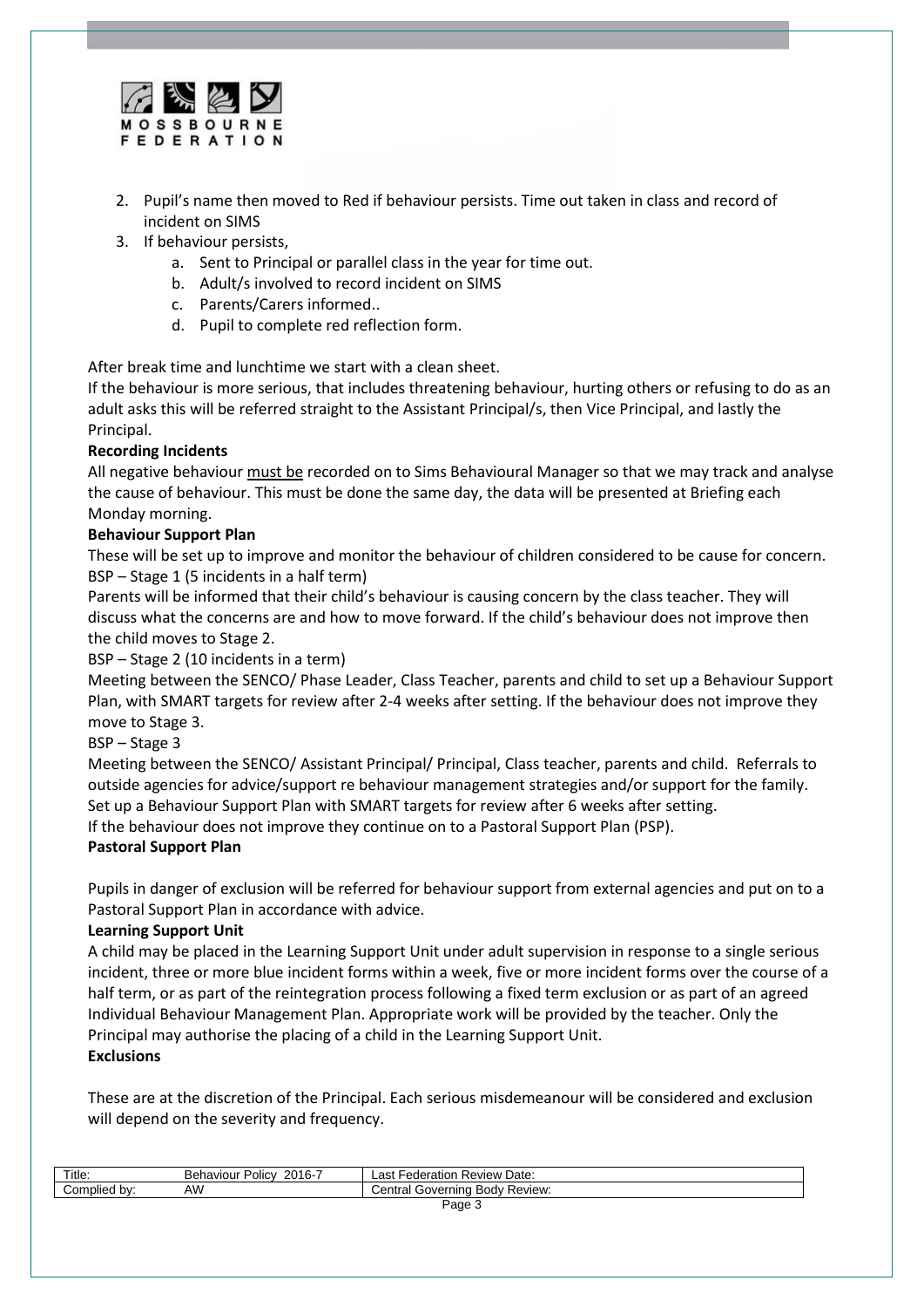2. Pupil's name then moved to Red if behaviour persists. Time out taken in class and record of incident on SIMS
3. If behaviour persists,
    a. Sent to Principal or parallel class in the year for time out.
    b. Adult/s involved to record incident on SIMS
    c. Parents/Carers informed..
    d. Pupil to complete red reflection form.

After break time and lunchtime we start with a clean sheet.
If the behaviour is more serious, that includes threatening behaviour, hurting others or refusing to do as an adult asks this will be referred straight to the Assistant Principal/s, then Vice Principal, and lastly the Principal.

**Recording Incidents**

All negative behaviour must be recorded on to Sims Behavioural Manager so that we may track and analyse the cause of behaviour. This must be done the same day, the data will be presented at Briefing each Monday morning.

**Behaviour Support Plan**

These will be set up to improve and monitor the behaviour of children considered to be cause for concern.

BSP – Stage 1 (5 incidents in a half term)

Parents will be informed that their child's behaviour is causing concern by the class teacher. They will discuss what the concerns are and how to move forward. If the child's behaviour does not improve then the child moves to Stage 2.

BSP – Stage 2 (10 incidents in a term)

Meeting between the SENCO/ Phase Leader, Class Teacher, parents and child to set up a Behaviour Support Plan, with SMART targets for review after 2-4 weeks after setting. If the behaviour does not improve they move to Stage 3.

BSP – Stage 3

Meeting between the SENCO/ Assistant Principal/ Principal, Class teacher, parents and child. Referrals to outside agencies for advice/support re behaviour management strategies and/or support for the family. Set up a Behaviour Support Plan with SMART targets for review after 6 weeks after setting.
If the behaviour does not improve they continue on to a Pastoral Support Plan (PSP).

**Pastoral Support Plan**

Pupils in danger of exclusion will be referred for behaviour support from external agencies and put on to a Pastoral Support Plan in accordance with advice.

**Learning Support Unit**

A child may be placed in the Learning Support Unit under adult supervision in response to a single serious incident, three or more blue incident forms within a week, five or more incident forms over the course of a half term, or as part of the reintegration process following a fixed term exclusion or as part of an agreed Individual Behaviour Management Plan. Appropriate work will be provided by the teacher. Only the Principal may authorise the placing of a child in the Learning Support Unit.

**Exclusions**

These are at the discretion of the Principal. Each serious misdemeanour will be considered and exclusion will depend on the severity and frequency.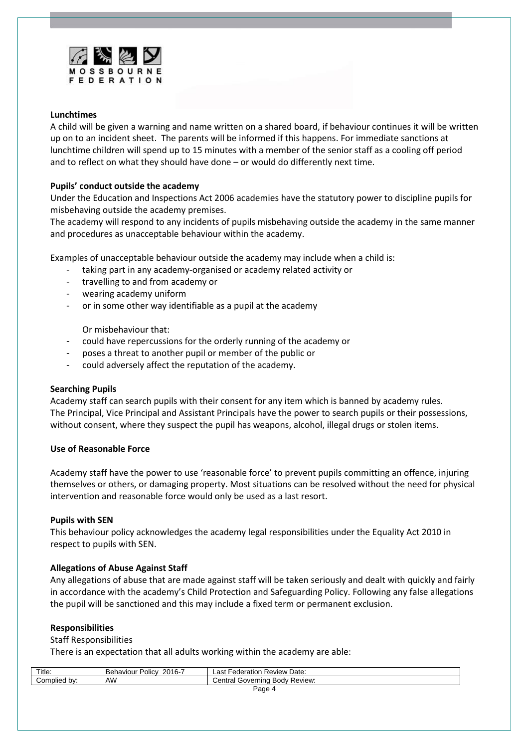### Lunchtimes

A child will be given a warning and name written on a shared board, if behaviour continues it will be written up on to an incident sheet. The parents will be informed if this happens. For immediate sanctions at lunchtime children will spend up to 15 minutes with a member of the senior staff as a cooling off period and to reflect on what they should have done – or would do differently next time.

### Pupils' conduct outside the academy

Under the Education and Inspections Act 2006 academies have the statutory power to discipline pupils for misbehaving outside the academy premises.

The academy will respond to any incidents of pupils misbehaving outside the academy in the same manner and procedures as unacceptable behaviour within the academy.

Examples of unacceptable behaviour outside the academy may include when a child is:

- taking part in any academy-organised or academy related activity or
- travelling to and from academy or
- wearing academy uniform
- or in some other way identifiable as a pupil at the academy

Or misbehaviour that:

- could have repercussions for the orderly running of the academy or
- poses a threat to another pupil or member of the public or
- could adversely affect the reputation of the academy.

### Searching Pupils

Academy staff can search pupils with their consent for any item which is banned by academy rules.
The Principal, Vice Principal and Assistant Principals have the power to search pupils or their possessions, without consent, where they suspect the pupil has weapons, alcohol, illegal drugs or stolen items.

### Use of Reasonable Force

Academy staff have the power to use 'reasonable force' to prevent pupils committing an offence, injuring themselves or others, or damaging property. Most situations can be resolved without the need for physical intervention and reasonable force would only be used as a last resort.

### Pupils with SEN

This behaviour policy acknowledges the academy legal responsibilities under the Equality Act 2010 in respect to pupils with SEN.

### Allegations of Abuse Against Staff

Any allegations of abuse that are made against staff will be taken seriously and dealt with quickly and fairly in accordance with the academy's Child Protection and Safeguarding Policy. Following any false allegations the pupil will be sanctioned and this may include a fixed term or permanent exclusion.

### Responsibilities

Staff Responsibilities

There is an expectation that all adults working within the academy are able: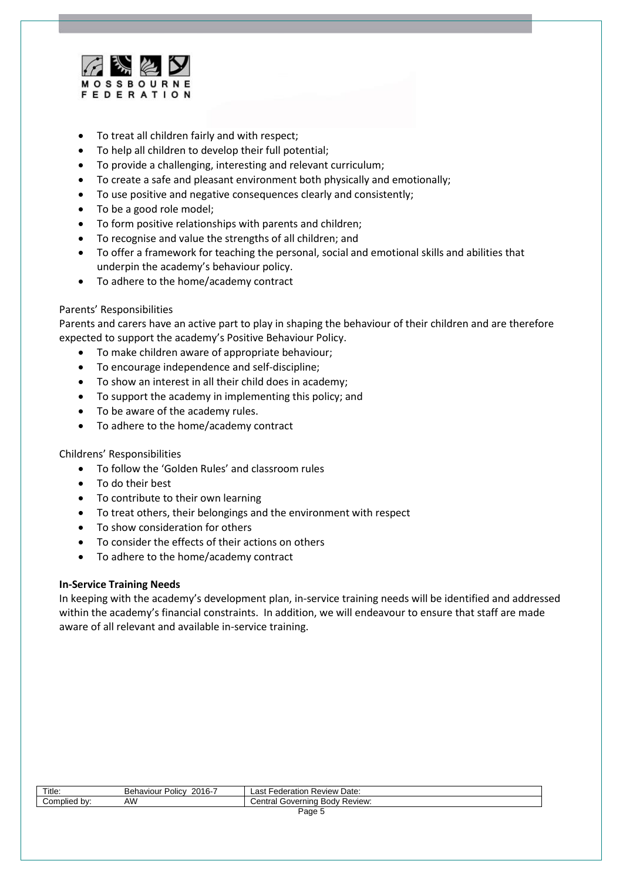- To treat all children fairly and with respect;
- To help all children to develop their full potential;
- To provide a challenging, interesting and relevant curriculum;
- To create a safe and pleasant environment both physically and emotionally;
- To use positive and negative consequences clearly and consistently;
- To be a good role model;
- To form positive relationships with parents and children;
- To recognise and value the strengths of all children; and
- To offer a framework for teaching the personal, social and emotional skills and abilities that underpin the academy's behaviour policy.
- To adhere to the home/academy contract

Parents' Responsibilities

Parents and carers have an active part to play in shaping the behaviour of their children and are therefore expected to support the academy's Positive Behaviour Policy.

- To make children aware of appropriate behaviour;
- To encourage independence and self-discipline;
- To show an interest in all their child does in academy;
- To support the academy in implementing this policy; and
- To be aware of the academy rules.
- To adhere to the home/academy contract

Childrens' Responsibilities

- To follow the 'Golden Rules' and classroom rules
- To do their best
- To contribute to their own learning
- To treat others, their belongings and the environment with respect
- To show consideration for others
- To consider the effects of their actions on others
- To adhere to the home/academy contract

**In-Service Training Needs**

In keeping with the academy's development plan, in-service training needs will be identified and addressed within the academy's financial constraints. In addition, we will endeavour to ensure that staff are made aware of all relevant and available in-service training.